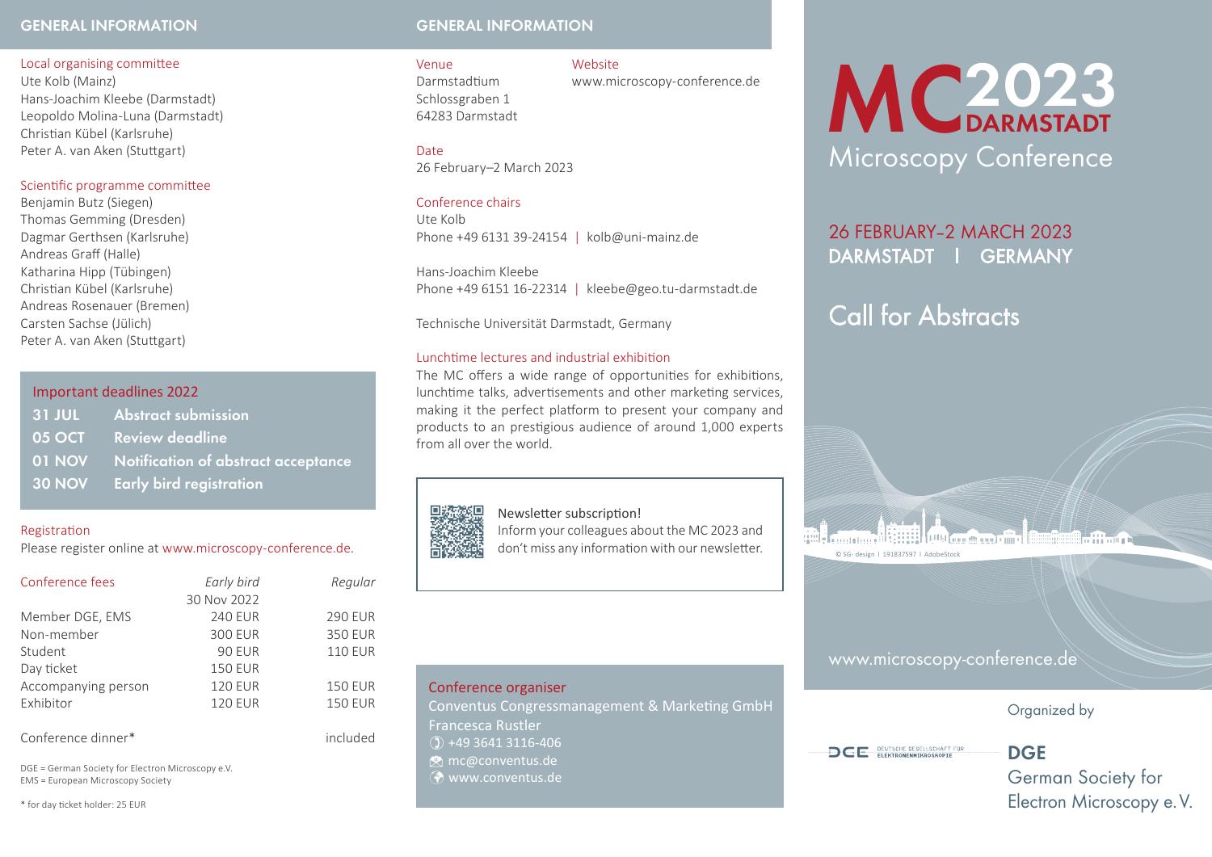## GENERAL INFORMATION

### Local organising committee

Ute Kolb (Mainz)
Hans-Joachim Kleebe (Darmstadt)
Leopoldo Molina-Luna (Darmstadt)
Christian Kübel (Karlsruhe)
Peter A. van Aken (Stuttgart)

### Scientific programme committee

Benjamin Butz (Siegen)
Thomas Gemming (Dresden)
Dagmar Gerthsen (Karlsruhe)
Andreas Graff (Halle)
Katharina Hipp (Tübingen)
Christian Kübel (Karlsruhe)
Andreas Rosenauer (Bremen)
Carsten Sachse (Jülich)
Peter A. van Aken (Stuttgart)

### Important deadlines 2022

| | |
|---|---|
| **31 JUL** | **Abstract submission** |
| **05 OCT** | **Review deadline** |
| **01 NOV** | **Notification of abstract acceptance** |
| **30 NOV** | **Early bird registration** |

### Registration

Please register online at www.microscopy-conference.de.

| Conference fees | *Early bird* 30 Nov 2022 | *Regular* |
|---|---|---|
| Member DGE, EMS | 240 EUR | 290 EUR |
| Non-member | 300 EUR | 350 EUR |
| Student | 90 EUR | 110 EUR |
| Day ticket | 150 EUR | |
| Accompanying person | 120 EUR | 150 EUR |
| Exhibitor | 120 EUR | 150 EUR |
| Conference dinner* | | included |

DGE = German Society for Electron Microscopy e.V.
EMS = European Microscopy Society

* for day ticket holder: 25 EUR

## GENERAL INFORMATION

### Venue

Darmstadtium
Schlossgraben 1
64283 Darmstadt

### Website

www.microscopy-conference.de

### Date

26 February–2 March 2023

### Conference chairs

Ute Kolb
Phone +49 6131 39-24154 | kolb@uni-mainz.de

Hans-Joachim Kleebe
Phone +49 6151 16-22314 | kleebe@geo.tu-darmstadt.de

Technische Universität Darmstadt, Germany

### Lunchtime lectures and industrial exhibition

The MC offers a wide range of opportunities for exhibitions, lunchtime talks, advertisements and other marketing services, making it the perfect platform to present your company and products to an prestigious audience of around 1,000 experts from all over the world.

**Newsletter subscription!**
Inform your colleagues about the MC 2023 and don't miss any information with our newsletter.

### Conference organiser

Conventus Congressmanagement & Marketing GmbH
Francesca Rustler
+49 3641 3116-406
mc@conventus.de
www.conventus.de

# MC 2023 DARMSTADT

## Microscopy Conference

26 FEBRUARY–2 MARCH 2023
DARMSTADT | GERMANY

## Call for Abstracts

© SG- design | 191837597 | AdobeStock

www.microscopy-conference.de

Organized by

DGE DEUTSCHE GESELLSCHAFT FÜR ELEKTRONENMIKROSKOPIE

**DGE**
German Society for Electron Microscopy e. V.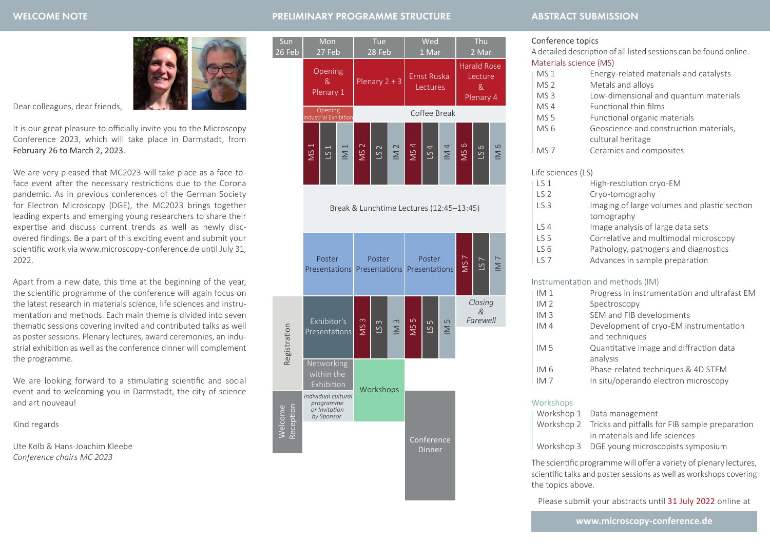## WELCOME NOTE

Dear colleagues, dear friends,

It is our great pleasure to officially invite you to the Microscopy Conference 2023, which will take place in Darmstadt, from February 26 to March 2, 2023.

We are very pleased that MC2023 will take place as a face-to-face event after the necessary restrictions due to the Corona pandemic. As in previous conferences of the German Society for Electron Microscopy (DGE), the MC2023 brings together leading experts and emerging young researchers to share their expertise and discuss current trends as well as newly discovered findings. Be a part of this exciting event and submit your scientific work via www.microscopy-conference.de until July 31, 2022.

Apart from a new date, this time at the beginning of the year, the scientific programme of the conference will again focus on the latest research in materials science, life sciences and instrumentation and methods. Each main theme is divided into seven thematic sessions covering invited and contributed talks as well as poster sessions. Plenary lectures, award ceremonies, an industrial exhibition as well as the conference dinner will complement the programme.

We are looking forward to a stimulating scientific and social event and to welcoming you in Darmstadt, the city of science and art nouveau!

Kind regards

Ute Kolb & Hans-Joachim Kleebe
*Conference chairs MC 2023*

## PRELIMINARY PROGRAMME STRUCTURE

| Sun 26 Feb | Mon 27 Feb | Tue 28 Feb | Wed 1 Mar | Thu 2 Mar |
|---|---|---|---|---|
| | Opening & Plenary 1 | Plenary 2 + 3 | Ernst Ruska Lectures | Harald Rose Lecture & Plenary 4 |
| | Opening Industrial Exhibition | Coffee Break | Coffee Break | Coffee Break |
| | MS 1 / LS 1 / IM 1 | MS 2 / LS 2 / IM 2 | MS 4 / LS 4 / IM 4 | MS 6 / LS 6 / IM 6 |
| | Break & Lunchtime Lectures (12:45–13:45) | Break & Lunchtime Lectures (12:45–13:45) | Break & Lunchtime Lectures (12:45–13:45) | Break & Lunchtime Lectures (12:45–13:45) |
| | Poster Presentations | Poster Presentations | Poster Presentations | MS 7 / LS 7 / IM 7 |
| Registration | Exhibitor's Presentations | MS 3 / LS 3 / IM 3 | MS 5 / LS 5 / IM 5 | *Closing & Farewell* |
| | Networking within the Exhibition | Workshops | | |
| Welcome Reception | *Individual cultural programme or Invitation by Sponsor* | Workshops | Conference Dinner | |

## ABSTRACT SUBMISSION

Conference topics

A detailed description of all listed sessions can be found online.

Materials science (MS)

- MS 1 Energy-related materials and catalysts
- MS 2 Metals and alloys
- MS 3 Low-dimensional and quantum materials
- MS 4 Functional thin films
- MS 5 Functional organic materials
- MS 6 Geoscience and construction materials, cultural heritage
- MS 7 Ceramics and composites

Life sciences (LS)

- LS 1 High-resolution cryo-EM
- LS 2 Cryo-tomography
- LS 3 Imaging of large volumes and plastic section tomography
- LS 4 Image analysis of large data sets
- LS 5 Correlative and multimodal microscopy
- LS 6 Pathology, pathogens and diagnostics
- LS 7 Advances in sample preparation

Instrumentation and methods (IM)

- IM 1 Progress in instrumentation and ultrafast EM
- IM 2 Spectroscopy
- IM 3 SEM and FIB developments
- IM 4 Development of cryo-EM instrumentation and techniques
- IM 5 Quantitative image and diffraction data analysis
- IM 6 Phase-related techniques & 4D STEM
- IM 7 In situ/operando electron microscopy

Workshops

- Workshop 1 Data management
- Workshop 2 Tricks and pitfalls for FIB sample preparation in materials and life sciences
- Workshop 3 DGE young microscopists symposium

The scientific programme will offer a variety of plenary lectures, scientific talks and poster sessions as well as workshops covering the topics above.

Please submit your abstracts until 31 July 2022 online at

**www.microscopy-conference.de**